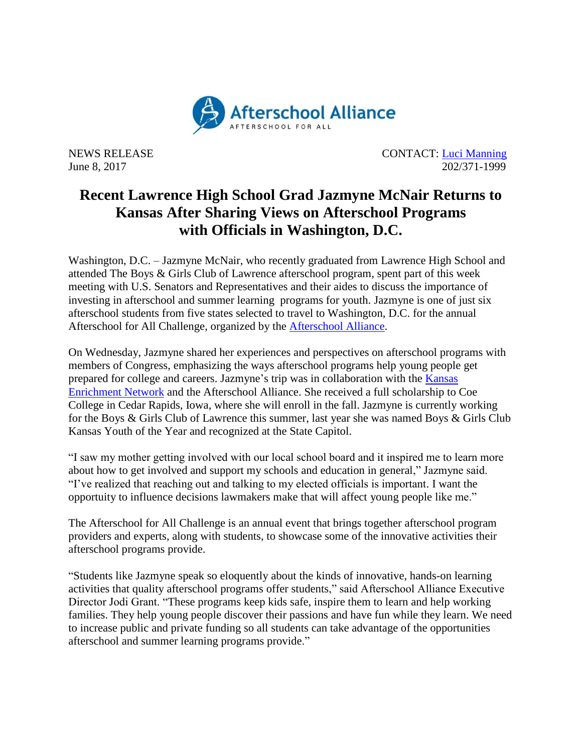Afterschool Alliance
AFTERSCHOOL FOR ALL

NEWS RELEASE
June 8, 2017

CONTACT: Luci Manning
202/371-1999

# Recent Lawrence High School Grad Jazmyne McNair Returns to Kansas After Sharing Views on Afterschool Programs with Officials in Washington, D.C.

Washington, D.C. – Jazmyne McNair, who recently graduated from Lawrence High School and attended The Boys & Girls Club of Lawrence afterschool program, spent part of this week meeting with U.S. Senators and Representatives and their aides to discuss the importance of investing in afterschool and summer learning programs for youth. Jazmyne is one of just six afterschool students from five states selected to travel to Washington, D.C. for the annual Afterschool for All Challenge, organized by the Afterschool Alliance.

On Wednesday, Jazmyne shared her experiences and perspectives on afterschool programs with members of Congress, emphasizing the ways afterschool programs help young people get prepared for college and careers. Jazmyne's trip was in collaboration with the Kansas Enrichment Network and the Afterschool Alliance. She received a full scholarship to Coe College in Cedar Rapids, Iowa, where she will enroll in the fall. Jazmyne is currently working for the Boys & Girls Club of Lawrence this summer, last year she was named Boys & Girls Club Kansas Youth of the Year and recognized at the State Capitol.

"I saw my mother getting involved with our local school board and it inspired me to learn more about how to get involved and support my schools and education in general," Jazmyne said. "I've realized that reaching out and talking to my elected officials is important. I want the opportunity to influence decisions lawmakers make that will affect young people like me."

The Afterschool for All Challenge is an annual event that brings together afterschool program providers and experts, along with students, to showcase some of the innovative activities their afterschool programs provide.

"Students like Jazmyne speak so eloquently about the kinds of innovative, hands-on learning activities that quality afterschool programs offer students," said Afterschool Alliance Executive Director Jodi Grant. "These programs keep kids safe, inspire them to learn and help working families. They help young people discover their passions and have fun while they learn. We need to increase public and private funding so all students can take advantage of the opportunities afterschool and summer learning programs provide."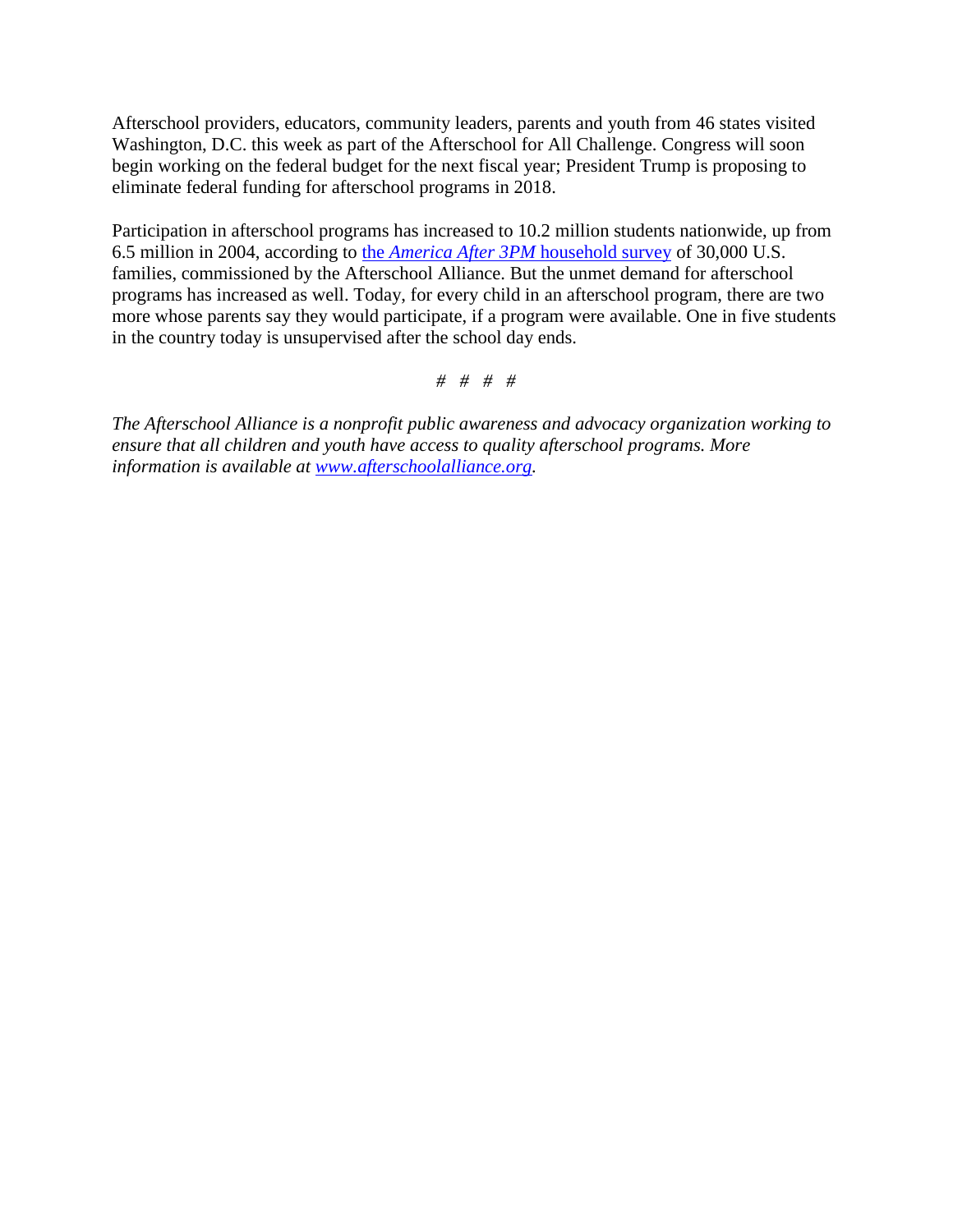Afterschool providers, educators, community leaders, parents and youth from 46 states visited Washington, D.C. this week as part of the Afterschool for All Challenge. Congress will soon begin working on the federal budget for the next fiscal year; President Trump is proposing to eliminate federal funding for afterschool programs in 2018.

Participation in afterschool programs has increased to 10.2 million students nationwide, up from 6.5 million in 2004, according to the *America After 3PM* household survey of 30,000 U.S. families, commissioned by the Afterschool Alliance. But the unmet demand for afterschool programs has increased as well. Today, for every child in an afterschool program, there are two more whose parents say they would participate, if a program were available. One in five students in the country today is unsupervised after the school day ends.

*# # # #*

*The Afterschool Alliance is a nonprofit public awareness and advocacy organization working to ensure that all children and youth have access to quality afterschool programs. More information is available at www.afterschoolalliance.org.*